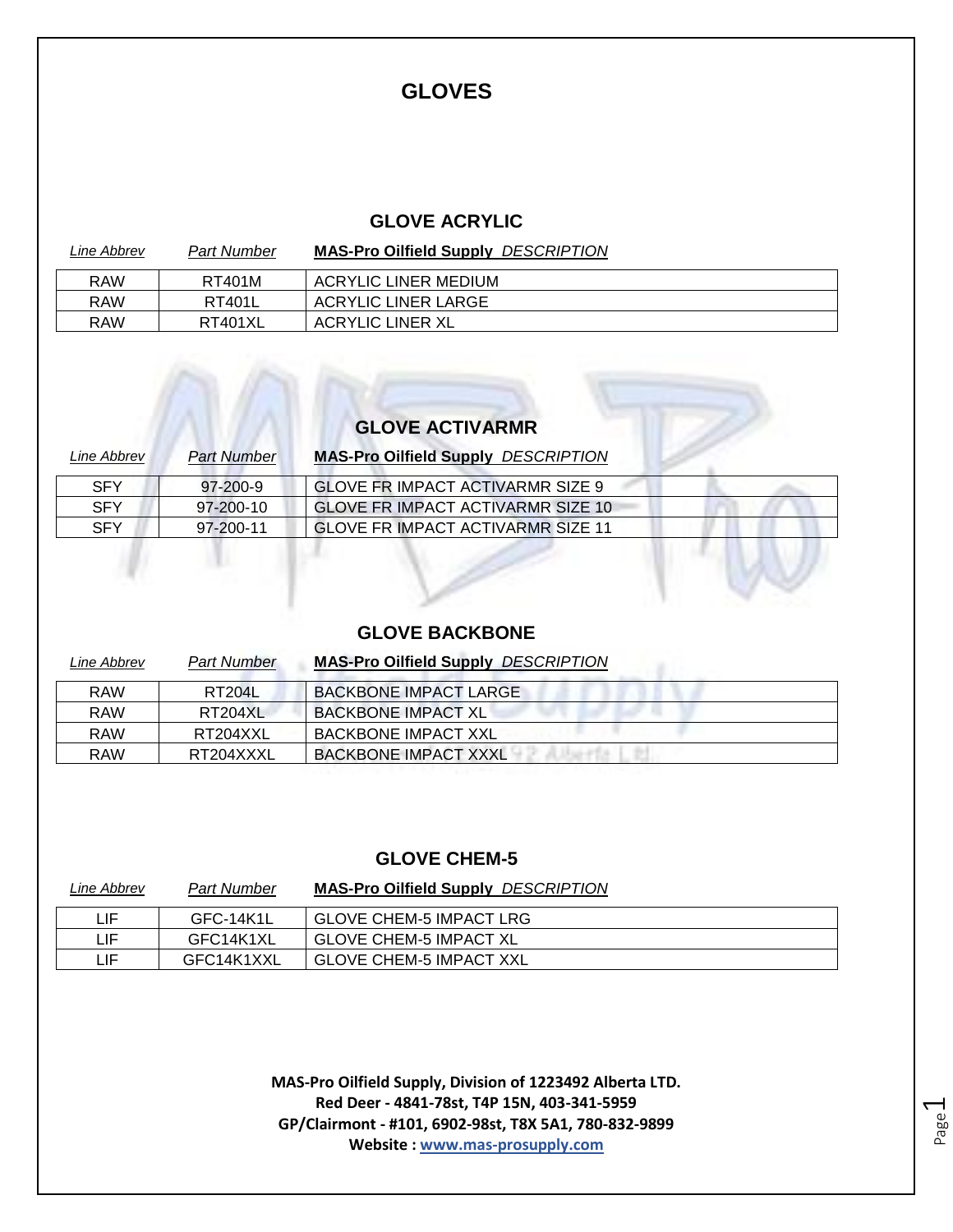# GLOVES

## GLOVE ACRYLIC

| *Line Abbrev* | *Part Number* | **MAS-Pro Oilfield Supply** *DESCRIPTION* |
|---|---|---|
| RAW | RT401M | ACRYLIC LINER MEDIUM |
| RAW | RT401L | ACRYLIC LINER LARGE |
| RAW | RT401XL | ACRYLIC LINER XL |

## GLOVE ACTIVARMR

| *Line Abbrev* | *Part Number* | **MAS-Pro Oilfield Supply** *DESCRIPTION* |
|---|---|---|
| SFY | 97-200-9 | GLOVE FR IMPACT ACTIVARMR SIZE 9 |
| SFY | 97-200-10 | GLOVE FR IMPACT ACTIVARMR SIZE 10 |
| SFY | 97-200-11 | GLOVE FR IMPACT ACTIVARMR SIZE 11 |

## GLOVE BACKBONE

| *Line Abbrev* | *Part Number* | **MAS-Pro Oilfield Supply** *DESCRIPTION* |
|---|---|---|
| RAW | RT204L | BACKBONE IMPACT LARGE |
| RAW | RT204XL | BACKBONE IMPACT XL |
| RAW | RT204XXL | BACKBONE IMPACT XXL |
| RAW | RT204XXXL | BACKBONE IMPACT XXXL |

## GLOVE CHEM-5

| *Line Abbrev* | *Part Number* | **MAS-Pro Oilfield Supply** *DESCRIPTION* |
|---|---|---|
| LIF | GFC-14K1L | GLOVE CHEM-5 IMPACT LRG |
| LIF | GFC14K1XL | GLOVE CHEM-5 IMPACT XL |
| LIF | GFC14K1XXL | GLOVE CHEM-5 IMPACT XXL |

**MAS-Pro Oilfield Supply, Division of 1223492 Alberta LTD.**
**Red Deer - 4841-78st, T4P 15N, 403-341-5959**
**GP/Clairmont - #101, 6902-98st, T8X 5A1, 780-832-9899**
**Website : www.mas-prosupply.com**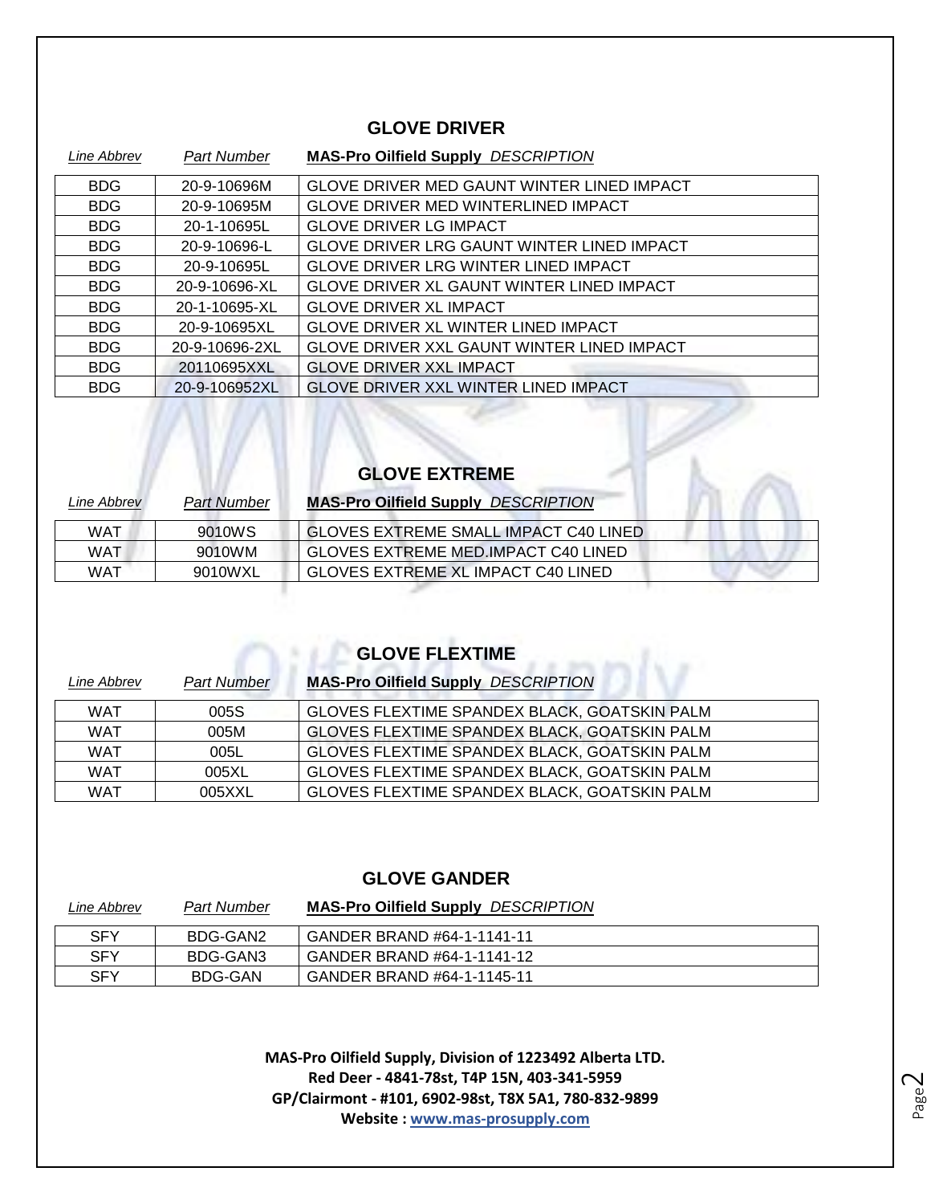## GLOVE DRIVER

| Line Abbrev | Part Number | MAS-Pro Oilfield Supply DESCRIPTION |
|---|---|---|
| BDG | 20-9-10696M | GLOVE DRIVER MED GAUNT WINTER LINED IMPACT |
| BDG | 20-9-10695M | GLOVE DRIVER MED WINTERLINED IMPACT |
| BDG | 20-1-10695L | GLOVE DRIVER LG IMPACT |
| BDG | 20-9-10696-L | GLOVE DRIVER LRG GAUNT WINTER LINED IMPACT |
| BDG | 20-9-10695L | GLOVE DRIVER LRG WINTER LINED IMPACT |
| BDG | 20-9-10696-XL | GLOVE DRIVER XL GAUNT WINTER LINED IMPACT |
| BDG | 20-1-10695-XL | GLOVE DRIVER XL IMPACT |
| BDG | 20-9-10695XL | GLOVE DRIVER XL WINTER LINED IMPACT |
| BDG | 20-9-10696-2XL | GLOVE DRIVER XXL GAUNT WINTER LINED IMPACT |
| BDG | 20110695XXL | GLOVE DRIVER XXL IMPACT |
| BDG | 20-9-106952XL | GLOVE DRIVER XXL WINTER LINED IMPACT |

## GLOVE EXTREME

| Line Abbrev | Part Number | MAS-Pro Oilfield Supply DESCRIPTION |
|---|---|---|
| WAT | 9010WS | GLOVES EXTREME SMALL IMPACT C40 LINED |
| WAT | 9010WM | GLOVES EXTREME MED.IMPACT C40 LINED |
| WAT | 9010WXL | GLOVES EXTREME XL IMPACT C40 LINED |

## GLOVE FLEXTIME

| Line Abbrev | Part Number | MAS-Pro Oilfield Supply DESCRIPTION |
|---|---|---|
| WAT | 005S | GLOVES FLEXTIME SPANDEX BLACK, GOATSKIN PALM |
| WAT | 005M | GLOVES FLEXTIME SPANDEX BLACK, GOATSKIN PALM |
| WAT | 005L | GLOVES FLEXTIME SPANDEX BLACK, GOATSKIN PALM |
| WAT | 005XL | GLOVES FLEXTIME SPANDEX BLACK, GOATSKIN PALM |
| WAT | 005XXL | GLOVES FLEXTIME SPANDEX BLACK, GOATSKIN PALM |

## GLOVE GANDER

| Line Abbrev | Part Number | MAS-Pro Oilfield Supply DESCRIPTION |
|---|---|---|
| SFY | BDG-GAN2 | GANDER BRAND #64-1-1141-11 |
| SFY | BDG-GAN3 | GANDER BRAND #64-1-1141-12 |
| SFY | BDG-GAN | GANDER BRAND #64-1-1145-11 |

**MAS-Pro Oilfield Supply, Division of 1223492 Alberta LTD.**
**Red Deer - 4841-78st, T4P 15N, 403-341-5959**
**GP/Clairmont - #101, 6902-98st, T8X 5A1, 780-832-9899**
**Website : www.mas-prosupply.com**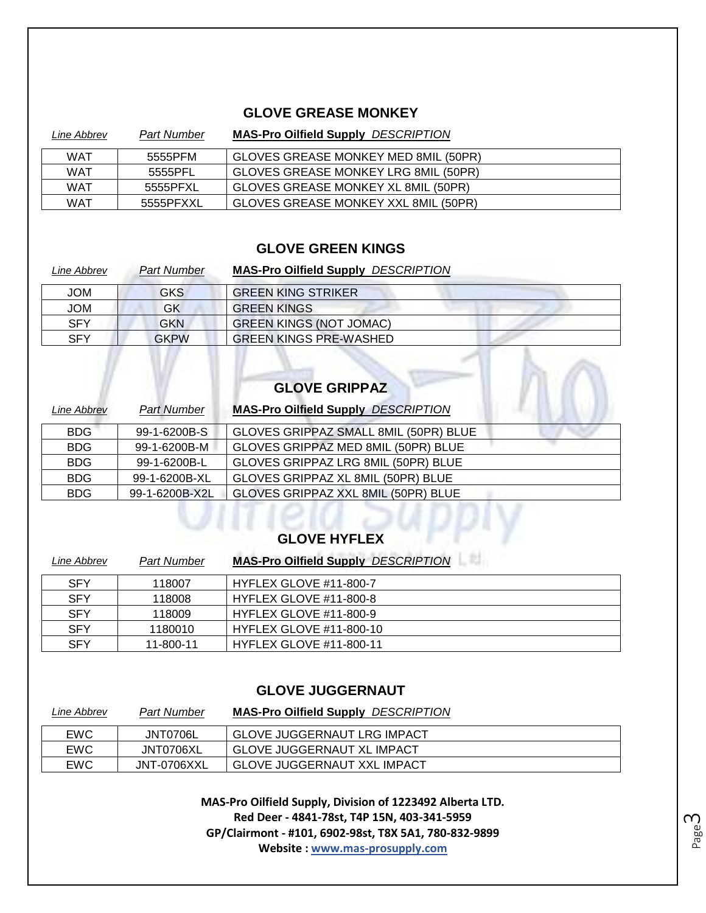## GLOVE GREASE MONKEY

| *Line Abbrev* | *Part Number* | **MAS-Pro Oilfield Supply** *DESCRIPTION* |
|---|---|---|
| WAT | 5555PFM | GLOVES GREASE MONKEY MED 8MIL (50PR) |
| WAT | 5555PFL | GLOVES GREASE MONKEY LRG 8MIL (50PR) |
| WAT | 5555PFXL | GLOVES GREASE MONKEY XL 8MIL (50PR) |
| WAT | 5555PFXXL | GLOVES GREASE MONKEY XXL 8MIL (50PR) |

## GLOVE GREEN KINGS

| *Line Abbrev* | *Part Number* | **MAS-Pro Oilfield Supply** *DESCRIPTION* |
|---|---|---|
| JOM | GKS | GREEN KING STRIKER |
| JOM | GK | GREEN KINGS |
| SFY | GKN | GREEN KINGS (NOT JOMAC) |
| SFY | GKPW | GREEN KINGS PRE-WASHED |

## GLOVE GRIPPAZ

| *Line Abbrev* | *Part Number* | **MAS-Pro Oilfield Supply** *DESCRIPTION* |
|---|---|---|
| BDG | 99-1-6200B-S | GLOVES GRIPPAZ SMALL 8MIL (50PR) BLUE |
| BDG | 99-1-6200B-M | GLOVES GRIPPAZ MED 8MIL (50PR) BLUE |
| BDG | 99-1-6200B-L | GLOVES GRIPPAZ LRG 8MIL (50PR) BLUE |
| BDG | 99-1-6200B-XL | GLOVES GRIPPAZ XL 8MIL (50PR) BLUE |
| BDG | 99-1-6200B-X2L | GLOVES GRIPPAZ XXL 8MIL (50PR) BLUE |

## GLOVE HYFLEX

| *Line Abbrev* | *Part Number* | **MAS-Pro Oilfield Supply** *DESCRIPTION* |
|---|---|---|
| SFY | 118007 | HYFLEX GLOVE #11-800-7 |
| SFY | 118008 | HYFLEX GLOVE #11-800-8 |
| SFY | 118009 | HYFLEX GLOVE #11-800-9 |
| SFY | 1180010 | HYFLEX GLOVE #11-800-10 |
| SFY | 11-800-11 | HYFLEX GLOVE #11-800-11 |

## GLOVE JUGGERNAUT

| *Line Abbrev* | *Part Number* | **MAS-Pro Oilfield Supply** *DESCRIPTION* |
|---|---|---|
| EWC | JNT0706L | GLOVE JUGGERNAUT LRG IMPACT |
| EWC | JNT0706XL | GLOVE JUGGERNAUT XL IMPACT |
| EWC | JNT-0706XXL | GLOVE JUGGERNAUT XXL IMPACT |

**MAS-Pro Oilfield Supply, Division of 1223492 Alberta LTD.**
**Red Deer - 4841-78st, T4P 15N, 403-341-5959**
**GP/Clairmont - #101, 6902-98st, T8X 5A1, 780-832-9899**
**Website : www.mas-prosupply.com**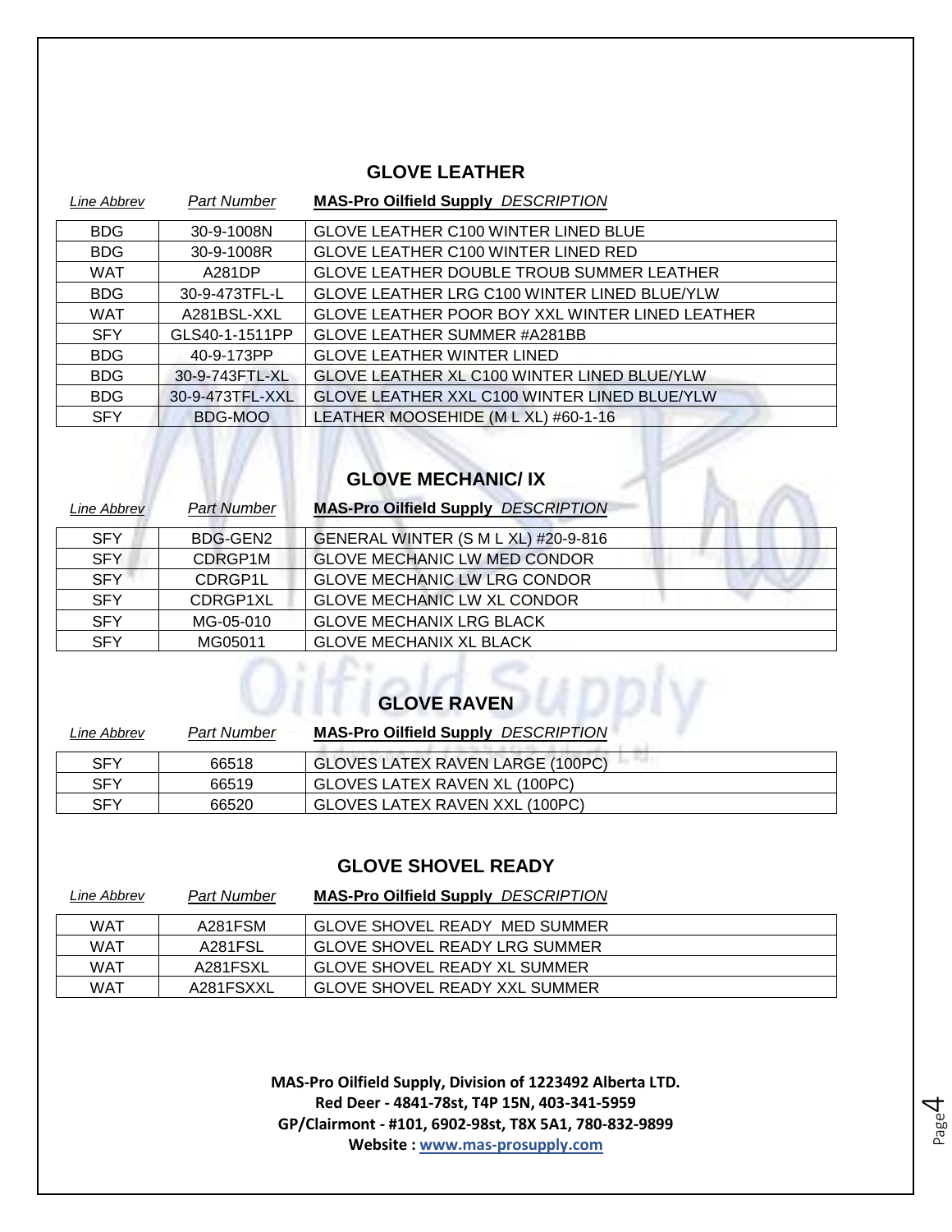## GLOVE LEATHER

| Line Abbrev | Part Number | MAS-Pro Oilfield Supply DESCRIPTION |
|---|---|---|
| BDG | 30-9-1008N | GLOVE LEATHER C100 WINTER LINED BLUE |
| BDG | 30-9-1008R | GLOVE LEATHER C100 WINTER LINED RED |
| WAT | A281DP | GLOVE LEATHER DOUBLE TROUB SUMMER LEATHER |
| BDG | 30-9-473TFL-L | GLOVE LEATHER LRG C100 WINTER LINED BLUE/YLW |
| WAT | A281BSL-XXL | GLOVE LEATHER POOR BOY XXL WINTER LINED LEATHER |
| SFY | GLS40-1-1511PP | GLOVE LEATHER SUMMER #A281BB |
| BDG | 40-9-173PP | GLOVE LEATHER WINTER LINED |
| BDG | 30-9-743FTL-XL | GLOVE LEATHER XL C100 WINTER LINED BLUE/YLW |
| BDG | 30-9-473TFL-XXL | GLOVE LEATHER XXL C100 WINTER LINED BLUE/YLW |
| SFY | BDG-MOO | LEATHER MOOSEHIDE (M L XL) #60-1-16 |

## GLOVE MECHANIC/ IX

| Line Abbrev | Part Number | MAS-Pro Oilfield Supply DESCRIPTION |
|---|---|---|
| SFY | BDG-GEN2 | GENERAL WINTER (S M L XL) #20-9-816 |
| SFY | CDRGP1M | GLOVE MECHANIC LW MED CONDOR |
| SFY | CDRGP1L | GLOVE MECHANIC LW LRG CONDOR |
| SFY | CDRGP1XL | GLOVE MECHANIC LW XL CONDOR |
| SFY | MG-05-010 | GLOVE MECHANIX LRG BLACK |
| SFY | MG05011 | GLOVE MECHANIX XL BLACK |

## GLOVE RAVEN

| Line Abbrev | Part Number | MAS-Pro Oilfield Supply DESCRIPTION |
|---|---|---|
| SFY | 66518 | GLOVES LATEX RAVEN LARGE (100PC) |
| SFY | 66519 | GLOVES LATEX RAVEN XL (100PC) |
| SFY | 66520 | GLOVES LATEX RAVEN XXL (100PC) |

## GLOVE SHOVEL READY

| Line Abbrev | Part Number | MAS-Pro Oilfield Supply DESCRIPTION |
|---|---|---|
| WAT | A281FSM | GLOVE SHOVEL READY MED SUMMER |
| WAT | A281FSL | GLOVE SHOVEL READY LRG SUMMER |
| WAT | A281FSXL | GLOVE SHOVEL READY XL SUMMER |
| WAT | A281FSXXL | GLOVE SHOVEL READY XXL SUMMER |

**MAS-Pro Oilfield Supply, Division of 1223492 Alberta LTD.**
**Red Deer - 4841-78st, T4P 15N, 403-341-5959**
**GP/Clairmont - #101, 6902-98st, T8X 5A1, 780-832-9899**
**Website : www.mas-prosupply.com**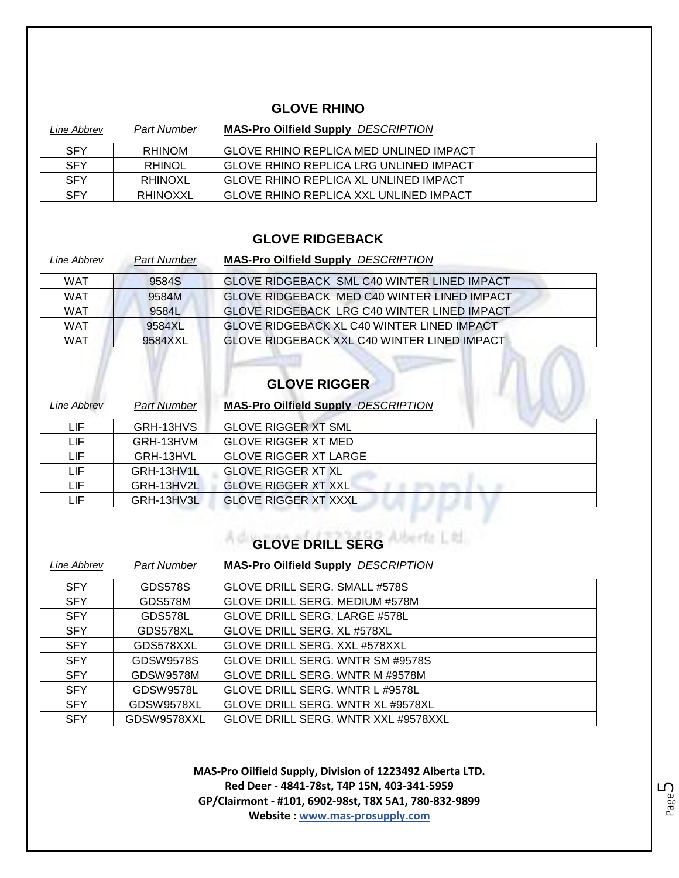## GLOVE RHINO

| *Line Abbrev* | *Part Number* | **MAS-Pro Oilfield Supply** *DESCRIPTION* |
|---|---|---|
| SFY | RHINOM | GLOVE RHINO REPLICA MED UNLINED IMPACT |
| SFY | RHINOL | GLOVE RHINO REPLICA LRG UNLINED IMPACT |
| SFY | RHINOXL | GLOVE RHINO REPLICA XL UNLINED IMPACT |
| SFY | RHINOXXL | GLOVE RHINO REPLICA XXL UNLINED IMPACT |

## GLOVE RIDGEBACK

| *Line Abbrev* | *Part Number* | **MAS-Pro Oilfield Supply** *DESCRIPTION* |
|---|---|---|
| WAT | 9584S | GLOVE RIDGEBACK SML C40 WINTER LINED IMPACT |
| WAT | 9584M | GLOVE RIDGEBACK MED C40 WINTER LINED IMPACT |
| WAT | 9584L | GLOVE RIDGEBACK LRG C40 WINTER LINED IMPACT |
| WAT | 9584XL | GLOVE RIDGEBACK XL C40 WINTER LINED IMPACT |
| WAT | 9584XXL | GLOVE RIDGEBACK XXL C40 WINTER LINED IMPACT |

## GLOVE RIGGER

| *Line Abbrev* | *Part Number* | **MAS-Pro Oilfield Supply** *DESCRIPTION* |
|---|---|---|
| LIF | GRH-13HVS | GLOVE RIGGER XT SML |
| LIF | GRH-13HVM | GLOVE RIGGER XT MED |
| LIF | GRH-13HVL | GLOVE RIGGER XT LARGE |
| LIF | GRH-13HV1L | GLOVE RIGGER XT XL |
| LIF | GRH-13HV2L | GLOVE RIGGER XT XXL |
| LIF | GRH-13HV3L | GLOVE RIGGER XT XXXL |

## GLOVE DRILL SERG

| *Line Abbrev* | *Part Number* | **MAS-Pro Oilfield Supply** *DESCRIPTION* |
|---|---|---|
| SFY | GDS578S | GLOVE DRILL SERG. SMALL #578S |
| SFY | GDS578M | GLOVE DRILL SERG. MEDIUM #578M |
| SFY | GDS578L | GLOVE DRILL SERG. LARGE #578L |
| SFY | GDS578XL | GLOVE DRILL SERG. XL #578XL |
| SFY | GDS578XXL | GLOVE DRILL SERG. XXL #578XXL |
| SFY | GDSW9578S | GLOVE DRILL SERG. WNTR SM #9578S |
| SFY | GDSW9578M | GLOVE DRILL SERG. WNTR M #9578M |
| SFY | GDSW9578L | GLOVE DRILL SERG. WNTR L #9578L |
| SFY | GDSW9578XL | GLOVE DRILL SERG. WNTR XL #9578XL |
| SFY | GDSW9578XXL | GLOVE DRILL SERG. WNTR XXL #9578XXL |

**MAS-Pro Oilfield Supply, Division of 1223492 Alberta LTD.**
**Red Deer - 4841-78st, T4P 15N, 403-341-5959**
**GP/Clairmont - #101, 6902-98st, T8X 5A1, 780-832-9899**
**Website : www.mas-prosupply.com**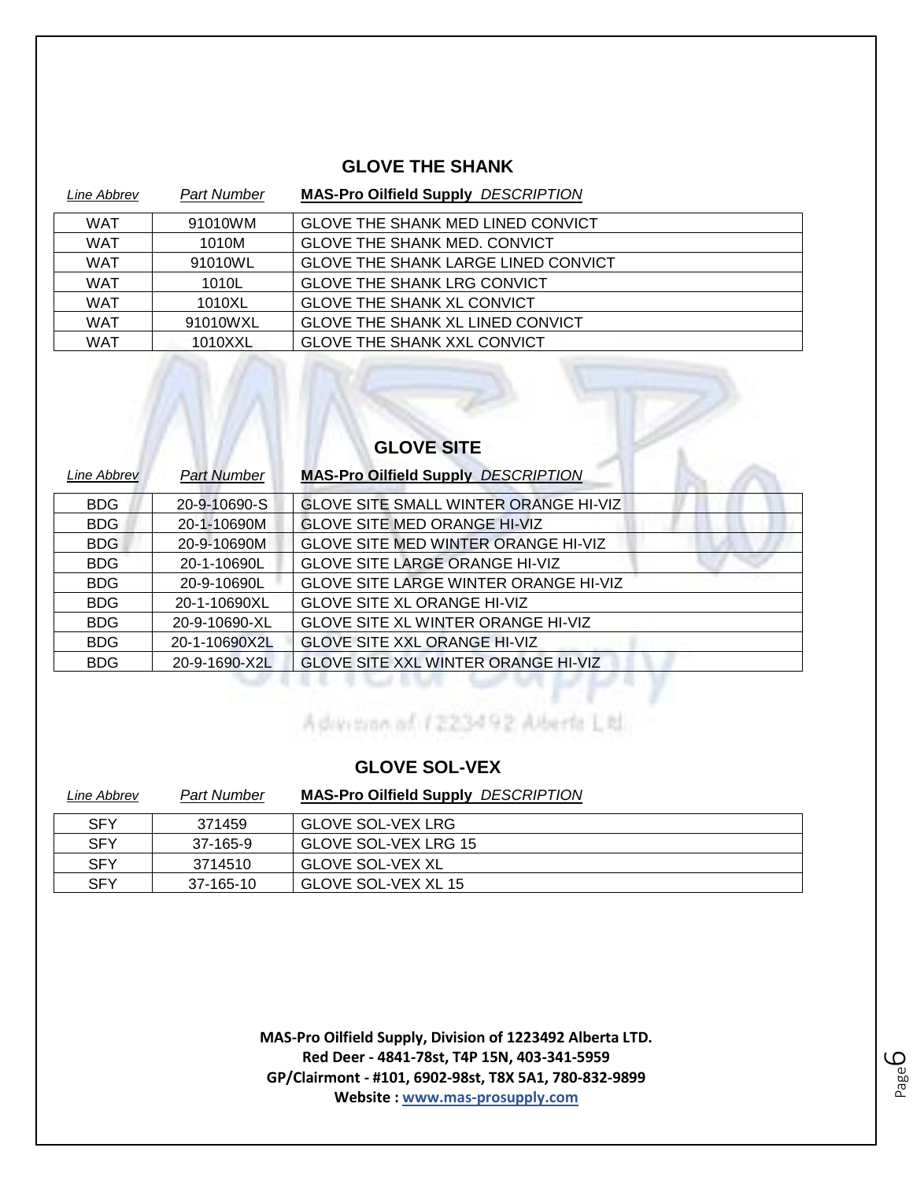## GLOVE THE SHANK

| *Line Abbrev* | *Part Number* | **MAS-Pro Oilfield Supply** *DESCRIPTION* |
|---|---|---|
| WAT | 91010WM | GLOVE THE SHANK MED LINED CONVICT |
| WAT | 1010M | GLOVE THE SHANK MED. CONVICT |
| WAT | 91010WL | GLOVE THE SHANK LARGE LINED CONVICT |
| WAT | 1010L | GLOVE THE SHANK LRG CONVICT |
| WAT | 1010XL | GLOVE THE SHANK XL CONVICT |
| WAT | 91010WXL | GLOVE THE SHANK XL LINED CONVICT |
| WAT | 1010XXL | GLOVE THE SHANK XXL CONVICT |

## GLOVE SITE

| *Line Abbrev* | *Part Number* | **MAS-Pro Oilfield Supply** *DESCRIPTION* |
|---|---|---|
| BDG | 20-9-10690-S | GLOVE SITE SMALL WINTER ORANGE HI-VIZ |
| BDG | 20-1-10690M | GLOVE SITE MED ORANGE HI-VIZ |
| BDG | 20-9-10690M | GLOVE SITE MED WINTER ORANGE HI-VIZ |
| BDG | 20-1-10690L | GLOVE SITE LARGE ORANGE HI-VIZ |
| BDG | 20-9-10690L | GLOVE SITE LARGE WINTER ORANGE HI-VIZ |
| BDG | 20-1-10690XL | GLOVE SITE XL ORANGE HI-VIZ |
| BDG | 20-9-10690-XL | GLOVE SITE XL WINTER ORANGE HI-VIZ |
| BDG | 20-1-10690X2L | GLOVE SITE XXL ORANGE HI-VIZ |
| BDG | 20-9-1690-X2L | GLOVE SITE XXL WINTER ORANGE HI-VIZ |

## GLOVE SOL-VEX

| *Line Abbrev* | *Part Number* | **MAS-Pro Oilfield Supply** *DESCRIPTION* |
|---|---|---|
| SFY | 371459 | GLOVE SOL-VEX LRG |
| SFY | 37-165-9 | GLOVE SOL-VEX LRG 15 |
| SFY | 3714510 | GLOVE SOL-VEX XL |
| SFY | 37-165-10 | GLOVE SOL-VEX XL 15 |

**MAS-Pro Oilfield Supply, Division of 1223492 Alberta LTD.**
**Red Deer - 4841-78st, T4P 15N, 403-341-5959**
**GP/Clairmont - #101, 6902-98st, T8X 5A1, 780-832-9899**
**Website : www.mas-prosupply.com**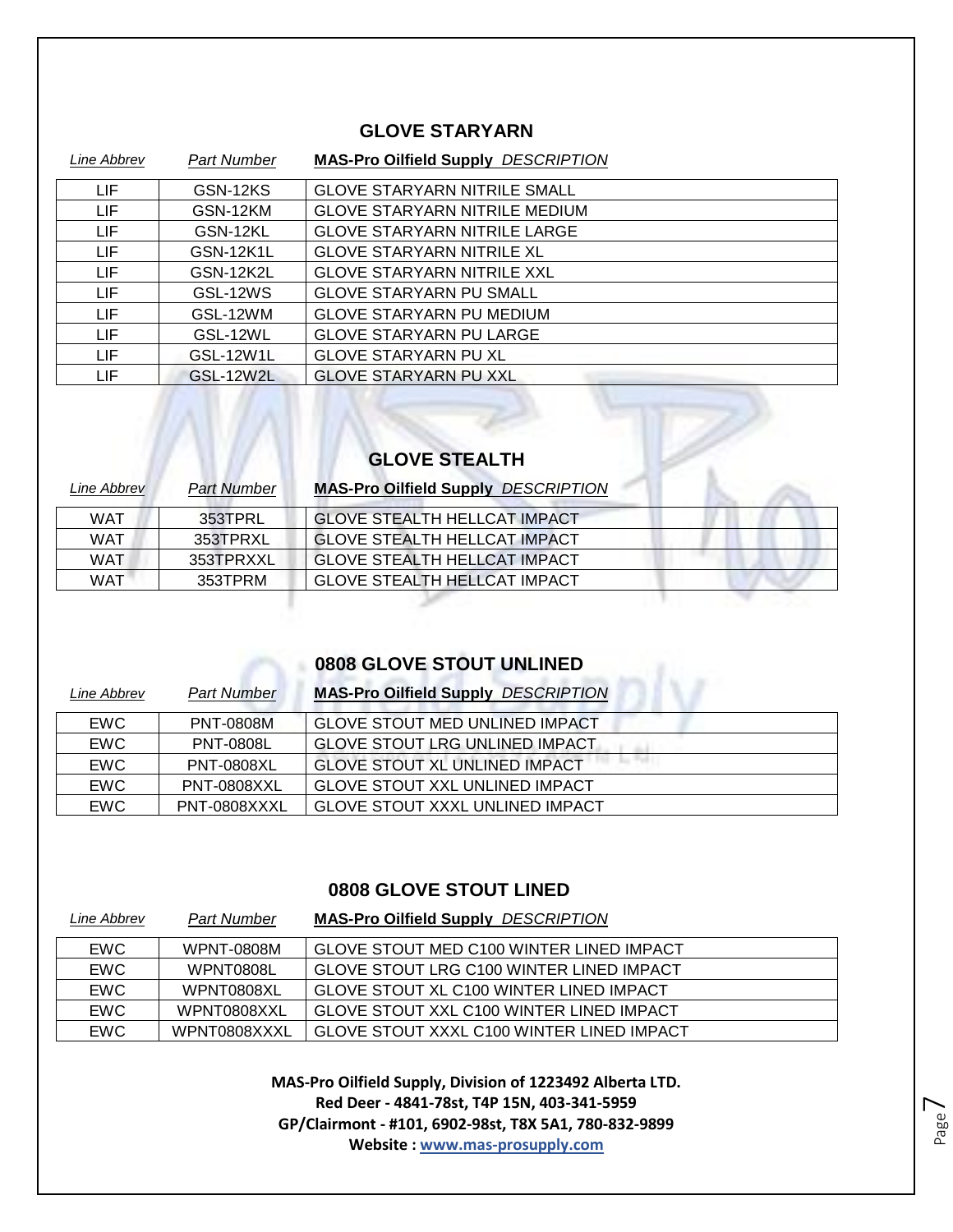## GLOVE STARYARN

| *Line Abbrev* | *Part Number* | **MAS-Pro Oilfield Supply** *DESCRIPTION* |
|---|---|---|
| LIF | GSN-12KS | GLOVE STARYARN NITRILE SMALL |
| LIF | GSN-12KM | GLOVE STARYARN NITRILE MEDIUM |
| LIF | GSN-12KL | GLOVE STARYARN NITRILE LARGE |
| LIF | GSN-12K1L | GLOVE STARYARN NITRILE XL |
| LIF | GSN-12K2L | GLOVE STARYARN NITRILE XXL |
| LIF | GSL-12WS | GLOVE STARYARN PU SMALL |
| LIF | GSL-12WM | GLOVE STARYARN PU MEDIUM |
| LIF | GSL-12WL | GLOVE STARYARN PU LARGE |
| LIF | GSL-12W1L | GLOVE STARYARN PU XL |
| LIF | GSL-12W2L | GLOVE STARYARN PU XXL |

## GLOVE STEALTH

| *Line Abbrev* | *Part Number* | **MAS-Pro Oilfield Supply** *DESCRIPTION* |
|---|---|---|
| WAT | 353TPRL | GLOVE STEALTH HELLCAT IMPACT |
| WAT | 353TPRXL | GLOVE STEALTH HELLCAT IMPACT |
| WAT | 353TPRXXL | GLOVE STEALTH HELLCAT IMPACT |
| WAT | 353TPRM | GLOVE STEALTH HELLCAT IMPACT |

## 0808 GLOVE STOUT UNLINED

| *Line Abbrev* | *Part Number* | **MAS-Pro Oilfield Supply** *DESCRIPTION* |
|---|---|---|
| EWC | PNT-0808M | GLOVE STOUT MED UNLINED IMPACT |
| EWC | PNT-0808L | GLOVE STOUT LRG UNLINED IMPACT |
| EWC | PNT-0808XL | GLOVE STOUT XL UNLINED IMPACT |
| EWC | PNT-0808XXL | GLOVE STOUT XXL UNLINED IMPACT |
| EWC | PNT-0808XXXL | GLOVE STOUT XXXL UNLINED IMPACT |

## 0808 GLOVE STOUT LINED

| *Line Abbrev* | *Part Number* | **MAS-Pro Oilfield Supply** *DESCRIPTION* |
|---|---|---|
| EWC | WPNT-0808M | GLOVE STOUT MED C100 WINTER LINED IMPACT |
| EWC | WPNT0808L | GLOVE STOUT LRG C100 WINTER LINED IMPACT |
| EWC | WPNT0808XL | GLOVE STOUT XL C100 WINTER LINED IMPACT |
| EWC | WPNT0808XXL | GLOVE STOUT XXL C100 WINTER LINED IMPACT |
| EWC | WPNT0808XXXL | GLOVE STOUT XXXL C100 WINTER LINED IMPACT |

**MAS-Pro Oilfield Supply, Division of 1223492 Alberta LTD.**
**Red Deer - 4841-78st, T4P 15N, 403-341-5959**
**GP/Clairmont - #101, 6902-98st, T8X 5A1, 780-832-9899**
**Website : www.mas-prosupply.com**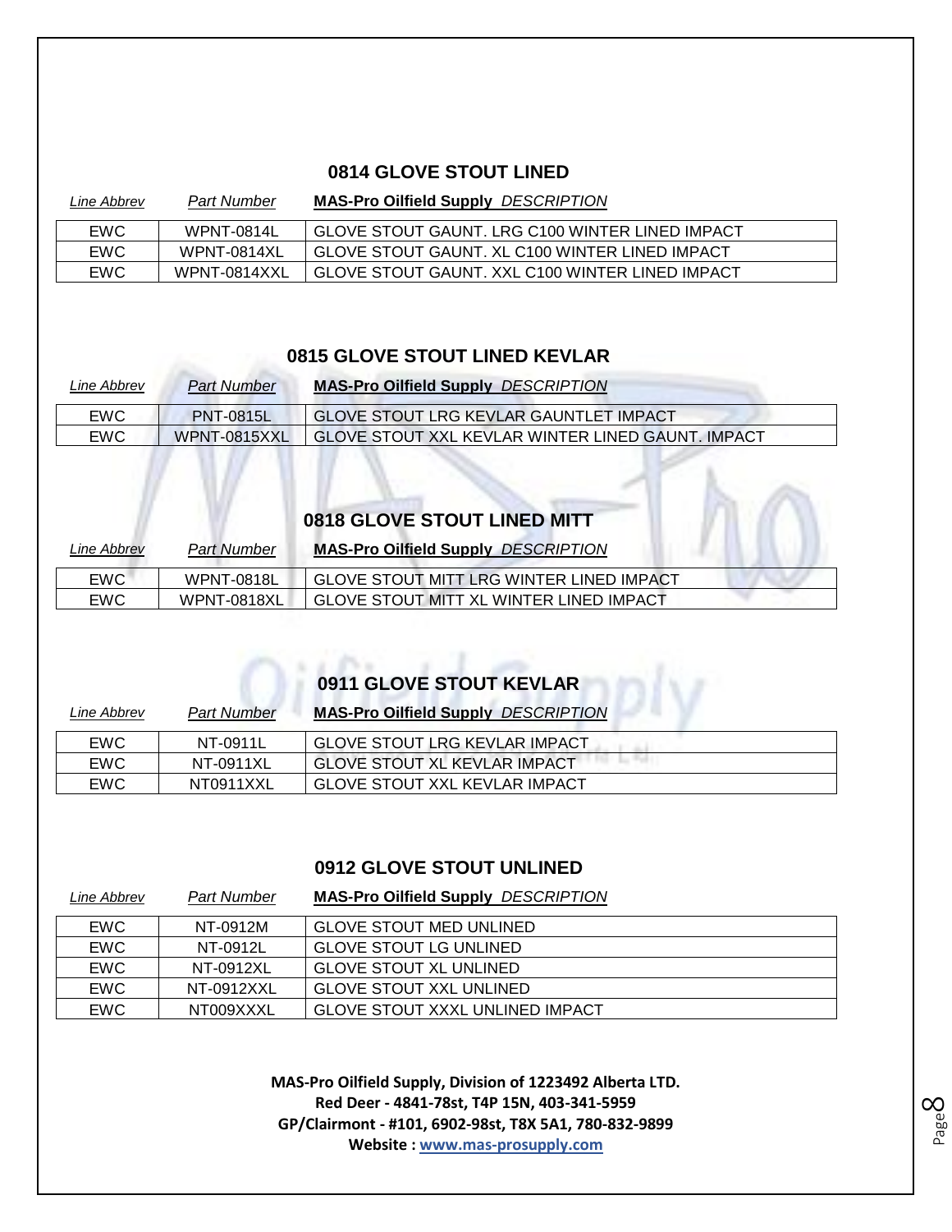## 0814 GLOVE STOUT LINED

| Line Abbrev | Part Number | MAS-Pro Oilfield Supply DESCRIPTION |
|---|---|---|
| EWC | WPNT-0814L | GLOVE STOUT GAUNT. LRG C100 WINTER LINED IMPACT |
| EWC | WPNT-0814XL | GLOVE STOUT GAUNT. XL C100 WINTER LINED IMPACT |
| EWC | WPNT-0814XXL | GLOVE STOUT GAUNT. XXL C100 WINTER LINED IMPACT |

## 0815 GLOVE STOUT LINED KEVLAR

| Line Abbrev | Part Number | MAS-Pro Oilfield Supply DESCRIPTION |
|---|---|---|
| EWC | PNT-0815L | GLOVE STOUT LRG KEVLAR GAUNTLET IMPACT |
| EWC | WPNT-0815XXL | GLOVE STOUT XXL KEVLAR WINTER LINED GAUNT. IMPACT |

## 0818 GLOVE STOUT LINED MITT

| Line Abbrev | Part Number | MAS-Pro Oilfield Supply DESCRIPTION |
|---|---|---|
| EWC | WPNT-0818L | GLOVE STOUT MITT LRG WINTER LINED IMPACT |
| EWC | WPNT-0818XL | GLOVE STOUT MITT XL WINTER LINED IMPACT |

## 0911 GLOVE STOUT KEVLAR

| Line Abbrev | Part Number | MAS-Pro Oilfield Supply DESCRIPTION |
|---|---|---|
| EWC | NT-0911L | GLOVE STOUT LRG KEVLAR IMPACT |
| EWC | NT-0911XL | GLOVE STOUT XL KEVLAR IMPACT |
| EWC | NT0911XXL | GLOVE STOUT XXL KEVLAR IMPACT |

## 0912 GLOVE STOUT UNLINED

| Line Abbrev | Part Number | MAS-Pro Oilfield Supply DESCRIPTION |
|---|---|---|
| EWC | NT-0912M | GLOVE STOUT MED UNLINED |
| EWC | NT-0912L | GLOVE STOUT LG UNLINED |
| EWC | NT-0912XL | GLOVE STOUT XL UNLINED |
| EWC | NT-0912XXL | GLOVE STOUT XXL UNLINED |
| EWC | NT009XXXL | GLOVE STOUT XXXL UNLINED IMPACT |

**MAS-Pro Oilfield Supply, Division of 1223492 Alberta LTD.**
**Red Deer - 4841-78st, T4P 15N, 403-341-5959**
**GP/Clairmont - #101, 6902-98st, T8X 5A1, 780-832-9899**
**Website : www.mas-prosupply.com**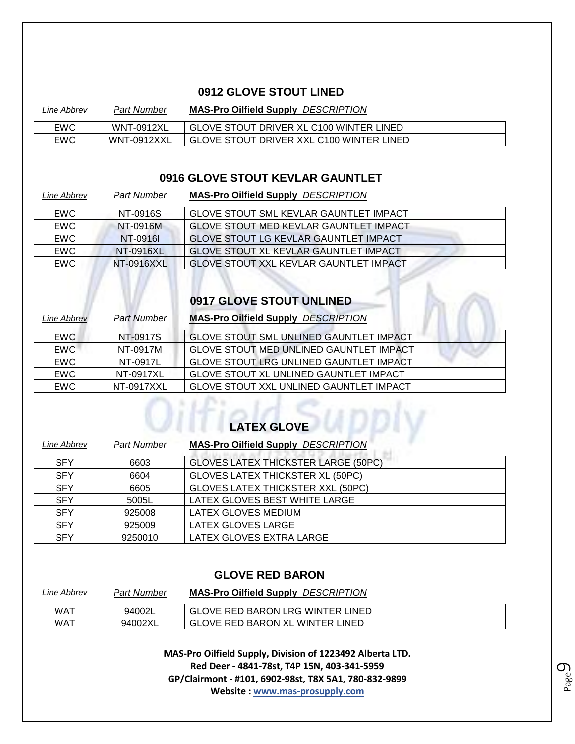## 0912 GLOVE STOUT LINED

| *Line Abbrev* | *Part Number* | **MAS-Pro Oilfield Supply** *DESCRIPTION* |
|---|---|---|
| EWC | WNT-0912XL | GLOVE STOUT DRIVER XL C100 WINTER LINED |
| EWC | WNT-0912XXL | GLOVE STOUT DRIVER XXL C100 WINTER LINED |

## 0916 GLOVE STOUT KEVLAR GAUNTLET

| *Line Abbrev* | *Part Number* | **MAS-Pro Oilfield Supply** *DESCRIPTION* |
|---|---|---|
| EWC | NT-0916S | GLOVE STOUT SML KEVLAR GAUNTLET IMPACT |
| EWC | NT-0916M | GLOVE STOUT MED KEVLAR GAUNTLET IMPACT |
| EWC | NT-0916l | GLOVE STOUT LG KEVLAR GAUNTLET IMPACT |
| EWC | NT-0916XL | GLOVE STOUT XL KEVLAR GAUNTLET IMPACT |
| EWC | NT-0916XXL | GLOVE STOUT XXL KEVLAR GAUNTLET IMPACT |

## 0917 GLOVE STOUT UNLINED

| *Line Abbrev* | *Part Number* | **MAS-Pro Oilfield Supply** *DESCRIPTION* |
|---|---|---|
| EWC | NT-0917S | GLOVE STOUT SML UNLINED GAUNTLET IMPACT |
| EWC | NT-0917M | GLOVE STOUT MED UNLINED GAUNTLET IMPACT |
| EWC | NT-0917L | GLOVE STOUT LRG UNLINED GAUNTLET IMPACT |
| EWC | NT-0917XL | GLOVE STOUT XL UNLINED GAUNTLET IMPACT |
| EWC | NT-0917XXL | GLOVE STOUT XXL UNLINED GAUNTLET IMPACT |

## LATEX GLOVE

| *Line Abbrev* | *Part Number* | **MAS-Pro Oilfield Supply** *DESCRIPTION* |
|---|---|---|
| SFY | 6603 | GLOVES LATEX THICKSTER LARGE (50PC) |
| SFY | 6604 | GLOVES LATEX THICKSTER XL (50PC) |
| SFY | 6605 | GLOVES LATEX THICKSTER XXL (50PC) |
| SFY | 5005L | LATEX GLOVES BEST WHITE LARGE |
| SFY | 925008 | LATEX GLOVES MEDIUM |
| SFY | 925009 | LATEX GLOVES LARGE |
| SFY | 9250010 | LATEX GLOVES EXTRA LARGE |

## GLOVE RED BARON

| *Line Abbrev* | *Part Number* | **MAS-Pro Oilfield Supply** *DESCRIPTION* |
|---|---|---|
| WAT | 94002L | GLOVE RED BARON LRG WINTER LINED |
| WAT | 94002XL | GLOVE RED BARON XL WINTER LINED |

**MAS-Pro Oilfield Supply, Division of 1223492 Alberta LTD.**
**Red Deer - 4841-78st, T4P 15N, 403-341-5959**
**GP/Clairmont - #101, 6902-98st, T8X 5A1, 780-832-9899**
**Website : www.mas-prosupply.com**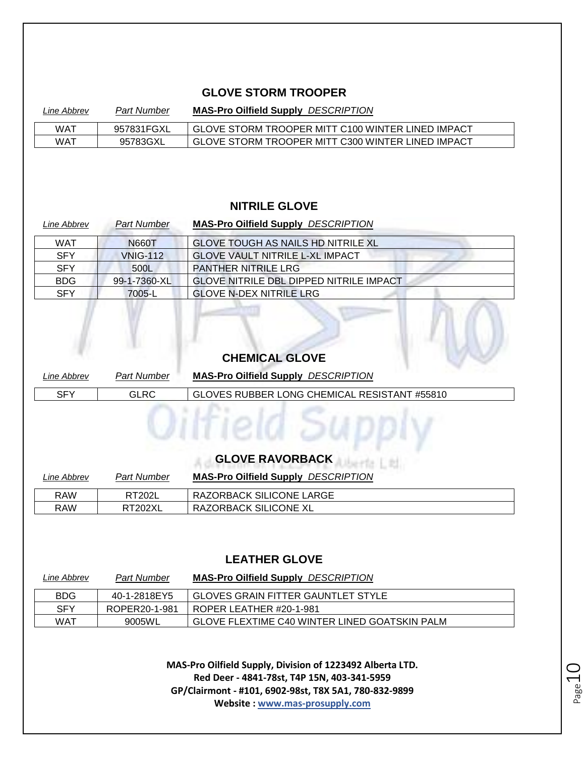## GLOVE STORM TROOPER

| *Line Abbrev* | *Part Number* | **MAS-Pro Oilfield Supply** *DESCRIPTION* |
|---|---|---|
| WAT | 957831FGXL | GLOVE STORM TROOPER MITT C100 WINTER LINED IMPACT |
| WAT | 95783GXL | GLOVE STORM TROOPER MITT C300 WINTER LINED IMPACT |

## NITRILE GLOVE

| *Line Abbrev* | *Part Number* | **MAS-Pro Oilfield Supply** *DESCRIPTION* |
|---|---|---|
| WAT | N660T | GLOVE TOUGH AS NAILS HD NITRILE XL |
| SFY | VNIG-112 | GLOVE VAULT NITRILE L-XL IMPACT |
| SFY | 500L | PANTHER NITRILE LRG |
| BDG | 99-1-7360-XL | GLOVE NITRILE DBL DIPPED NITRILE IMPACT |
| SFY | 7005-L | GLOVE N-DEX NITRILE LRG |

## CHEMICAL GLOVE

| *Line Abbrev* | *Part Number* | **MAS-Pro Oilfield Supply** *DESCRIPTION* |
|---|---|---|
| SFY | GLRC | GLOVES RUBBER LONG CHEMICAL RESISTANT #55810 |

## GLOVE RAVORBACK

| *Line Abbrev* | *Part Number* | **MAS-Pro Oilfield Supply** *DESCRIPTION* |
|---|---|---|
| RAW | RT202L | RAZORBACK SILICONE LARGE |
| RAW | RT202XL | RAZORBACK SILICONE XL |

## LEATHER GLOVE

| *Line Abbrev* | *Part Number* | **MAS-Pro Oilfield Supply** *DESCRIPTION* |
|---|---|---|
| BDG | 40-1-2818EY5 | GLOVES GRAIN FITTER GAUNTLET STYLE |
| SFY | ROPER20-1-981 | ROPER LEATHER #20-1-981 |
| WAT | 9005WL | GLOVE FLEXTIME C40 WINTER LINED GOATSKIN PALM |

**MAS-Pro Oilfield Supply, Division of 1223492 Alberta LTD.**
**Red Deer - 4841-78st, T4P 15N, 403-341-5959**
**GP/Clairmont - #101, 6902-98st, T8X 5A1, 780-832-9899**
**Website : [www.mas-prosupply.com](http://www.mas-prosupply.com)**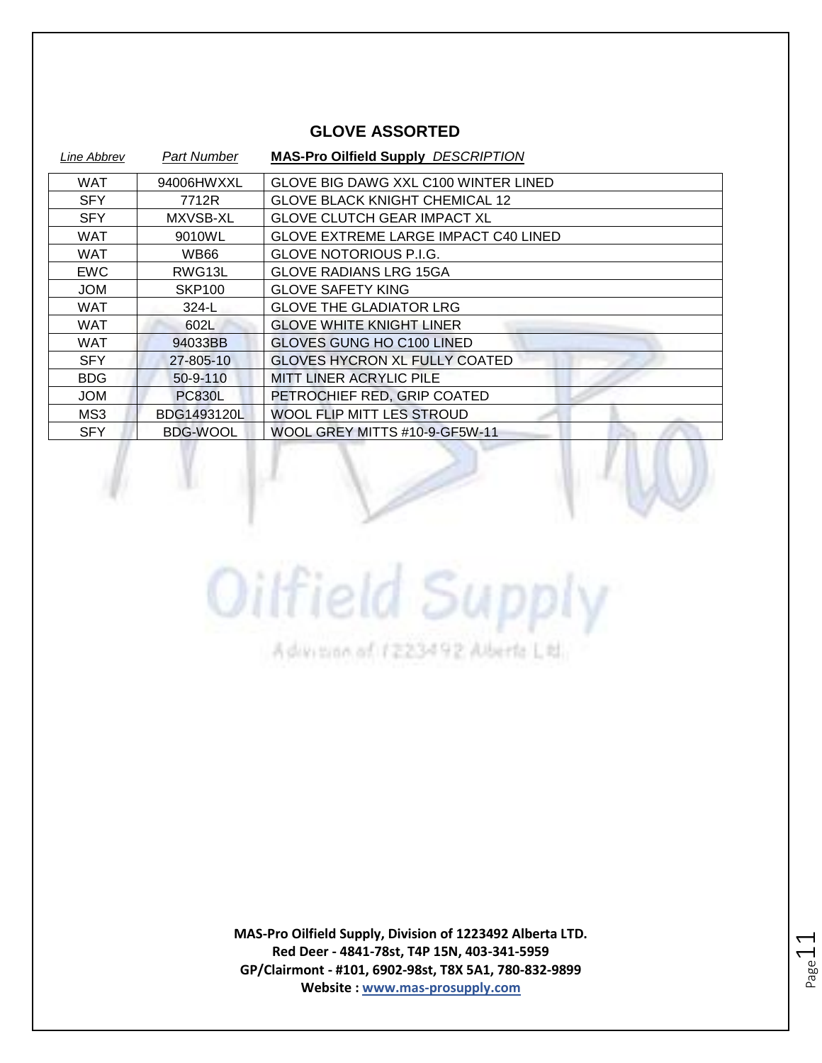## GLOVE ASSORTED

| *Line Abbrev* | *Part Number* | **MAS-Pro Oilfield Supply** *DESCRIPTION* |
|---|---|---|
| WAT | 94006HWXXL | GLOVE BIG DAWG XXL C100 WINTER LINED |
| SFY | 7712R | GLOVE BLACK KNIGHT CHEMICAL 12 |
| SFY | MXVSB-XL | GLOVE CLUTCH GEAR IMPACT XL |
| WAT | 9010WL | GLOVE EXTREME LARGE IMPACT C40 LINED |
| WAT | WB66 | GLOVE NOTORIOUS P.I.G. |
| EWC | RWG13L | GLOVE RADIANS LRG 15GA |
| JOM | SKP100 | GLOVE SAFETY KING |
| WAT | 324-L | GLOVE THE GLADIATOR LRG |
| WAT | 602L | GLOVE WHITE KNIGHT LINER |
| WAT | 94033BB | GLOVES GUNG HO C100 LINED |
| SFY | 27-805-10 | GLOVES HYCRON XL FULLY COATED |
| BDG | 50-9-110 | MITT LINER ACRYLIC PILE |
| JOM | PC830L | PETROCHIEF RED, GRIP COATED |
| MS3 | BDG1493120L | WOOL FLIP MITT LES STROUD |
| SFY | BDG-WOOL | WOOL GREY MITTS #10-9-GF5W-11 |

**MAS-Pro Oilfield Supply, Division of 1223492 Alberta LTD.**
**Red Deer - 4841-78st, T4P 15N, 403-341-5959**
**GP/Clairmont - #101, 6902-98st, T8X 5A1, 780-832-9899**
**Website : www.mas-prosupply.com**